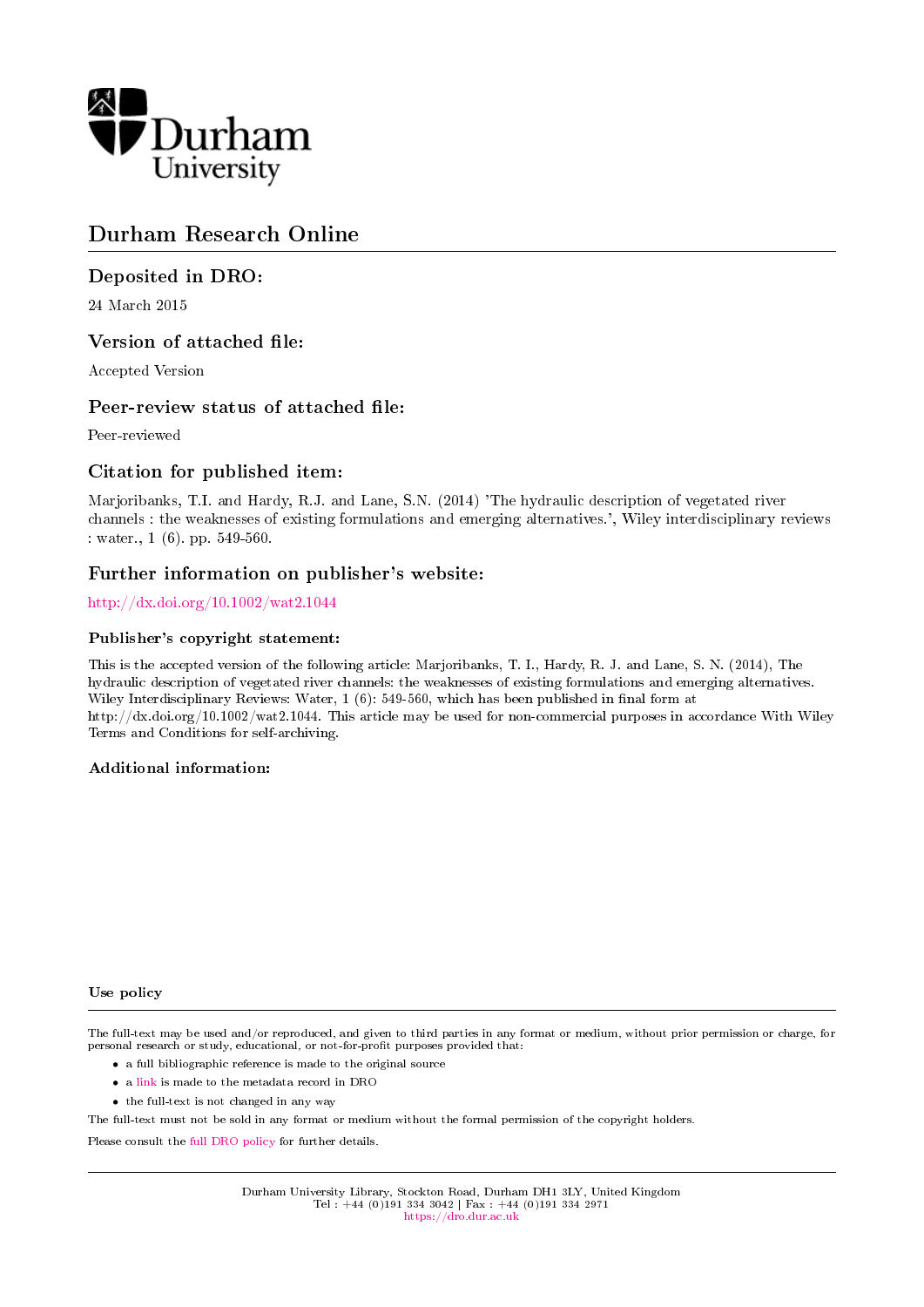Durham University

# Durham Research Online

## Deposited in DRO:

24 March 2015

## Version of attached file:

Accepted Version

## Peer-review status of attached file:

Peer-reviewed

## Citation for published item:

Marjoribanks, T.I. and Hardy, R.J. and Lane, S.N. (2014) 'The hydraulic description of vegetated river channels : the weaknesses of existing formulations and emerging alternatives.', Wiley interdisciplinary reviews : water., 1 (6). pp. 549-560.

## Further information on publisher's website:

http://dx.doi.org/10.1002/wat2.1044

### Publisher's copyright statement:

This is the accepted version of the following article: Marjoribanks, T. I., Hardy, R. J. and Lane, S. N. (2014), The hydraulic description of vegetated river channels: the weaknesses of existing formulations and emerging alternatives. Wiley Interdisciplinary Reviews: Water, 1 (6): 549-560, which has been published in final form at http://dx.doi.org/10.1002/wat2.1044. This article may be used for non-commercial purposes in accordance With Wiley Terms and Conditions for self-archiving.

### Additional information:

### Use policy

The full-text may be used and/or reproduced, and given to third parties in any format or medium, without prior permission or charge, for personal research or study, educational, or not-for-profit purposes provided that:

- a full bibliographic reference is made to the original source
- a link is made to the metadata record in DRO
- the full-text is not changed in any way

The full-text must not be sold in any format or medium without the formal permission of the copyright holders.

Please consult the full DRO policy for further details.

Durham University Library, Stockton Road, Durham DH1 3LY, United Kingdom
Tel : +44 (0)191 334 3042 | Fax : +44 (0)191 334 2971
https://dro.dur.ac.uk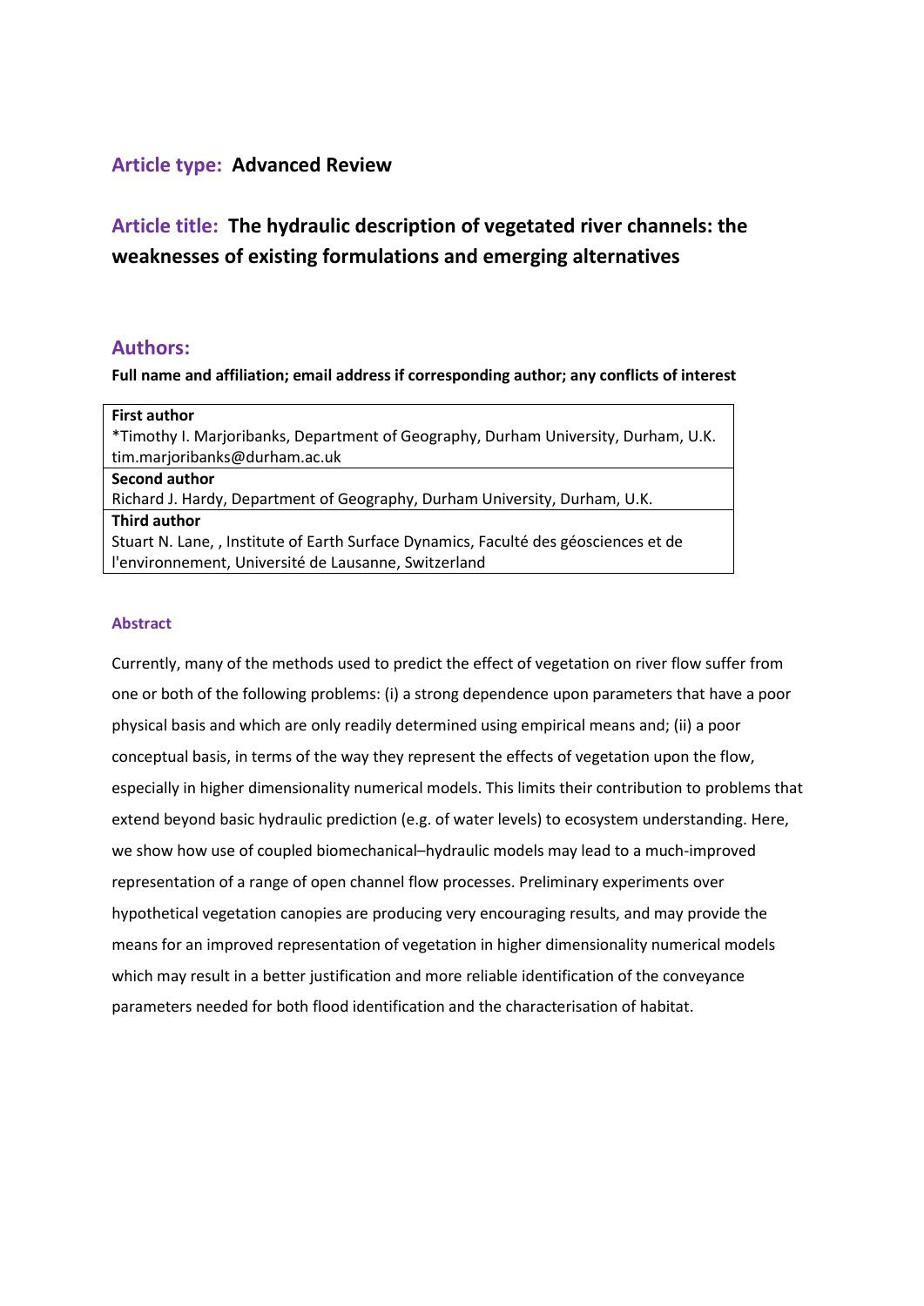**Article type:** **Advanced Review**

**Article title:** **The hydraulic description of vegetated river channels: the weaknesses of existing formulations and emerging alternatives**

## Authors:

**Full name and affiliation; email address if corresponding author; any conflicts of interest**

| **First author** |
|---|
| *Timothy I. Marjoribanks, Department of Geography, Durham University, Durham, U.K. tim.marjoribanks@durham.ac.uk |
| **Second author** |
| Richard J. Hardy, Department of Geography, Durham University, Durham, U.K. |
| **Third author** |
| Stuart N. Lane, , Institute of Earth Surface Dynamics, Faculté des géosciences et de l'environnement, Université de Lausanne, Switzerland |

### Abstract

Currently, many of the methods used to predict the effect of vegetation on river flow suffer from one or both of the following problems: (i) a strong dependence upon parameters that have a poor physical basis and which are only readily determined using empirical means and; (ii) a poor conceptual basis, in terms of the way they represent the effects of vegetation upon the flow, especially in higher dimensionality numerical models. This limits their contribution to problems that extend beyond basic hydraulic prediction (e.g. of water levels) to ecosystem understanding. Here, we show how use of coupled biomechanical–hydraulic models may lead to a much-improved representation of a range of open channel flow processes. Preliminary experiments over hypothetical vegetation canopies are producing very encouraging results, and may provide the means for an improved representation of vegetation in higher dimensionality numerical models which may result in a better justification and more reliable identification of the conveyance parameters needed for both flood identification and the characterisation of habitat.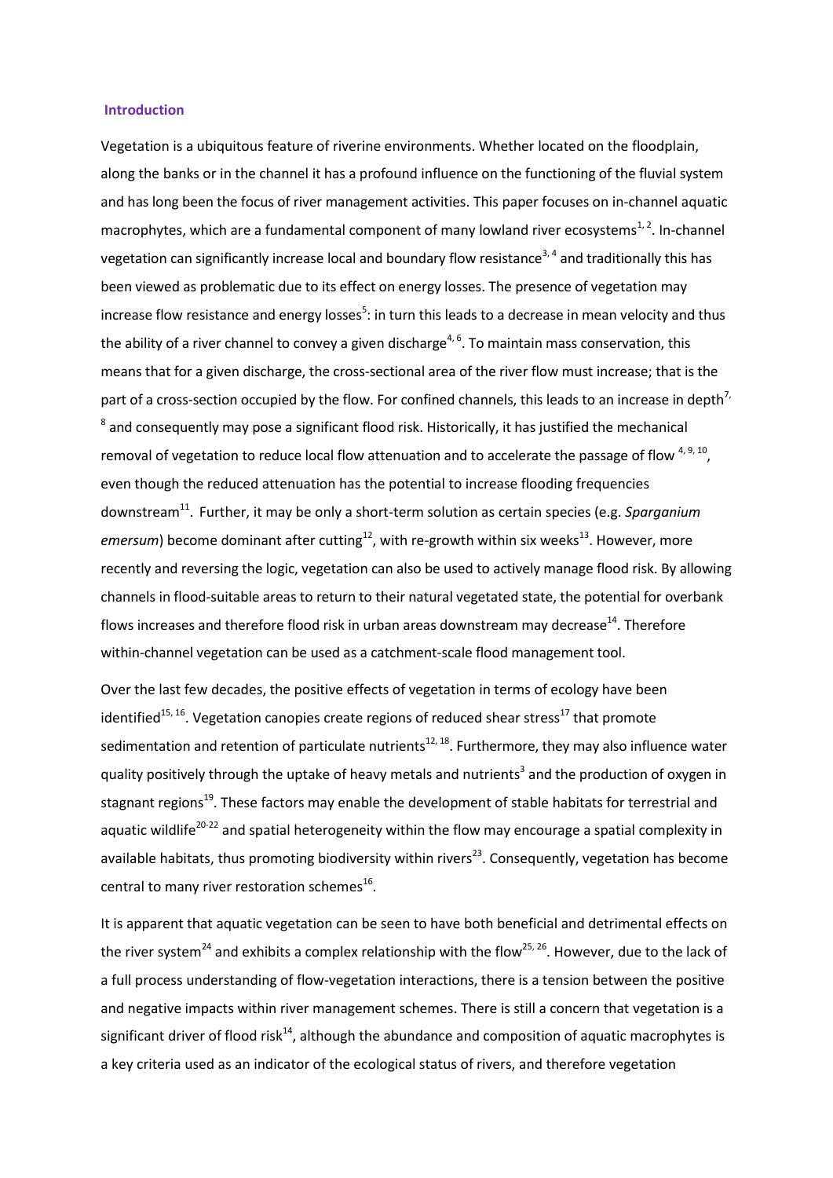## Introduction

Vegetation is a ubiquitous feature of riverine environments. Whether located on the floodplain, along the banks or in the channel it has a profound influence on the functioning of the fluvial system and has long been the focus of river management activities. This paper focuses on in-channel aquatic macrophytes, which are a fundamental component of many lowland river ecosystems[1, 2]. In-channel vegetation can significantly increase local and boundary flow resistance[3, 4] and traditionally this has been viewed as problematic due to its effect on energy losses. The presence of vegetation may increase flow resistance and energy losses[5]: in turn this leads to a decrease in mean velocity and thus the ability of a river channel to convey a given discharge[4, 6]. To maintain mass conservation, this means that for a given discharge, the cross-sectional area of the river flow must increase; that is the part of a cross-section occupied by the flow. For confined channels, this leads to an increase in depth[7, 8] and consequently may pose a significant flood risk. Historically, it has justified the mechanical removal of vegetation to reduce local flow attenuation and to accelerate the passage of flow [4, 9, 10], even though the reduced attenuation has the potential to increase flooding frequencies downstream[11]. Further, it may be only a short-term solution as certain species (e.g. *Sparganium emersum*) become dominant after cutting[12], with re-growth within six weeks[13]. However, more recently and reversing the logic, vegetation can also be used to actively manage flood risk. By allowing channels in flood-suitable areas to return to their natural vegetated state, the potential for overbank flows increases and therefore flood risk in urban areas downstream may decrease[14]. Therefore within-channel vegetation can be used as a catchment-scale flood management tool.

Over the last few decades, the positive effects of vegetation in terms of ecology have been identified[15, 16]. Vegetation canopies create regions of reduced shear stress[17] that promote sedimentation and retention of particulate nutrients[12, 18]. Furthermore, they may also influence water quality positively through the uptake of heavy metals and nutrients[3] and the production of oxygen in stagnant regions[19]. These factors may enable the development of stable habitats for terrestrial and aquatic wildlife[20-22] and spatial heterogeneity within the flow may encourage a spatial complexity in available habitats, thus promoting biodiversity within rivers[23]. Consequently, vegetation has become central to many river restoration schemes[16].

It is apparent that aquatic vegetation can be seen to have both beneficial and detrimental effects on the river system[24] and exhibits a complex relationship with the flow[25, 26]. However, due to the lack of a full process understanding of flow-vegetation interactions, there is a tension between the positive and negative impacts within river management schemes. There is still a concern that vegetation is a significant driver of flood risk[14], although the abundance and composition of aquatic macrophytes is a key criteria used as an indicator of the ecological status of rivers, and therefore vegetation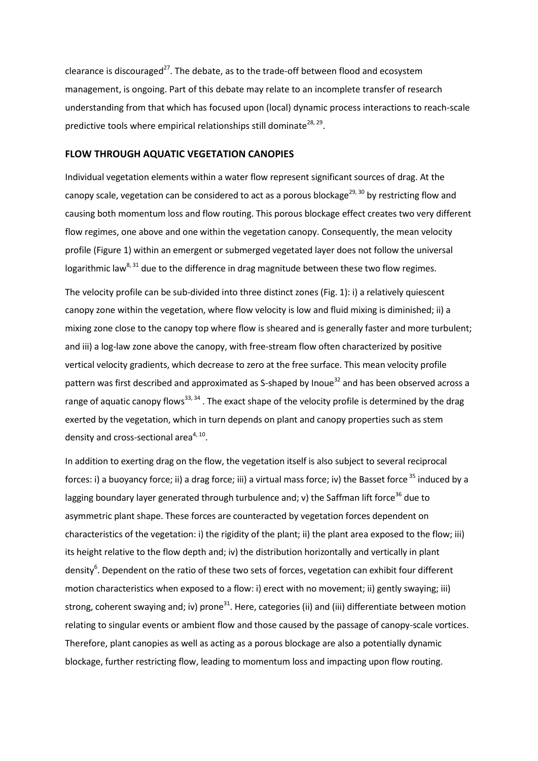clearance is discouraged[27]. The debate, as to the trade-off between flood and ecosystem management, is ongoing. Part of this debate may relate to an incomplete transfer of research understanding from that which has focused upon (local) dynamic process interactions to reach-scale predictive tools where empirical relationships still dominate[28, 29].

## FLOW THROUGH AQUATIC VEGETATION CANOPIES

Individual vegetation elements within a water flow represent significant sources of drag. At the canopy scale, vegetation can be considered to act as a porous blockage[29, 30] by restricting flow and causing both momentum loss and flow routing. This porous blockage effect creates two very different flow regimes, one above and one within the vegetation canopy. Consequently, the mean velocity profile (Figure 1) within an emergent or submerged vegetated layer does not follow the universal logarithmic law[8, 31] due to the difference in drag magnitude between these two flow regimes.

The velocity profile can be sub-divided into three distinct zones (Fig. 1): i) a relatively quiescent canopy zone within the vegetation, where flow velocity is low and fluid mixing is diminished; ii) a mixing zone close to the canopy top where flow is sheared and is generally faster and more turbulent; and iii) a log-law zone above the canopy, with free-stream flow often characterized by positive vertical velocity gradients, which decrease to zero at the free surface. This mean velocity profile pattern was first described and approximated as S-shaped by Inoue[32] and has been observed across a range of aquatic canopy flows[33, 34] . The exact shape of the velocity profile is determined by the drag exerted by the vegetation, which in turn depends on plant and canopy properties such as stem density and cross-sectional area[4, 10].

In addition to exerting drag on the flow, the vegetation itself is also subject to several reciprocal forces: i) a buoyancy force; ii) a drag force; iii) a virtual mass force; iv) the Basset force [35] induced by a lagging boundary layer generated through turbulence and; v) the Saffman lift force[36] due to asymmetric plant shape. These forces are counteracted by vegetation forces dependent on characteristics of the vegetation: i) the rigidity of the plant; ii) the plant area exposed to the flow; iii) its height relative to the flow depth and; iv) the distribution horizontally and vertically in plant density[6]. Dependent on the ratio of these two sets of forces, vegetation can exhibit four different motion characteristics when exposed to a flow: i) erect with no movement; ii) gently swaying; iii) strong, coherent swaying and; iv) prone[31]. Here, categories (ii) and (iii) differentiate between motion relating to singular events or ambient flow and those caused by the passage of canopy-scale vortices. Therefore, plant canopies as well as acting as a porous blockage are also a potentially dynamic blockage, further restricting flow, leading to momentum loss and impacting upon flow routing.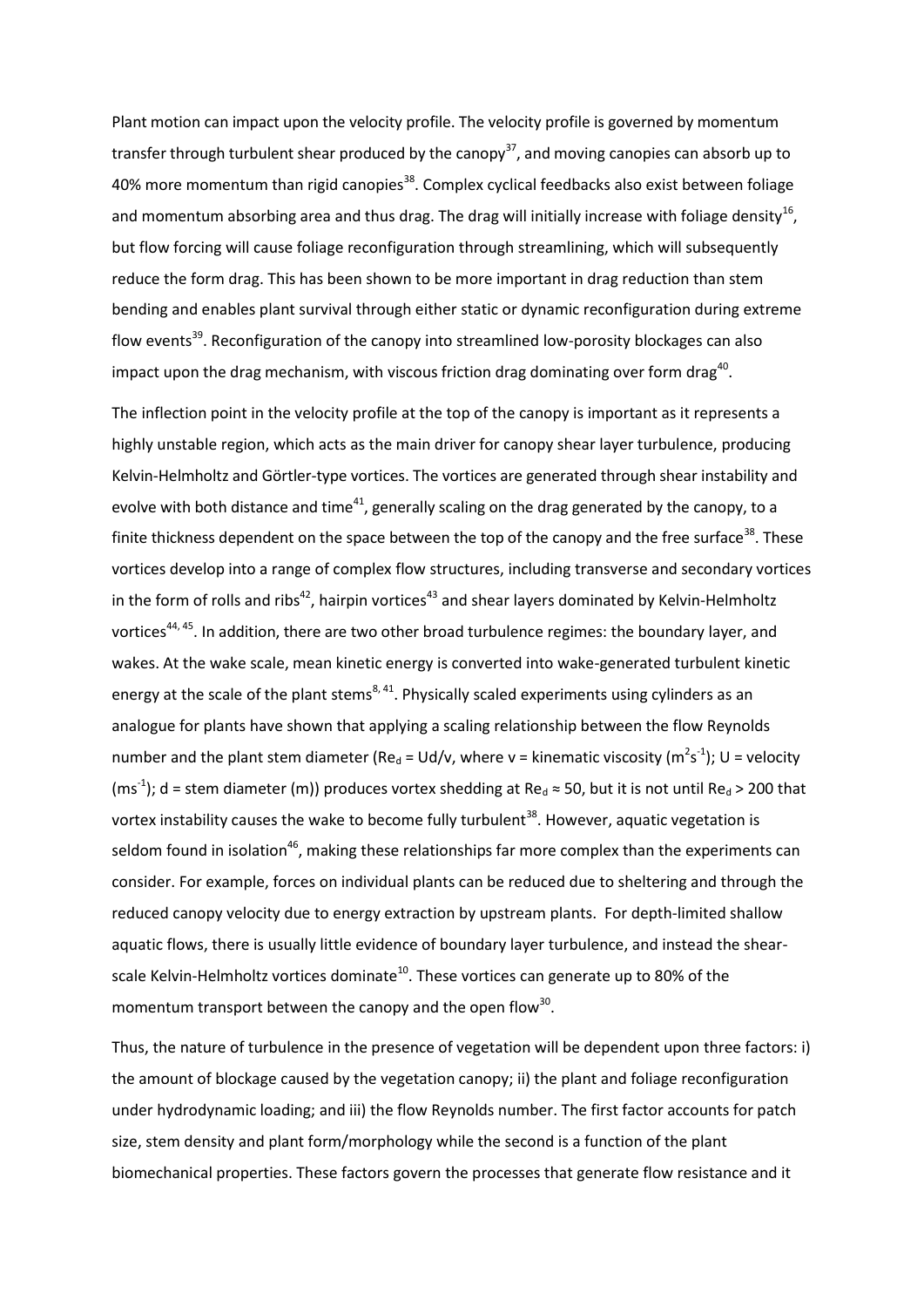Plant motion can impact upon the velocity profile. The velocity profile is governed by momentum transfer through turbulent shear produced by the canopy[37], and moving canopies can absorb up to 40% more momentum than rigid canopies[38]. Complex cyclical feedbacks also exist between foliage and momentum absorbing area and thus drag. The drag will initially increase with foliage density[16], but flow forcing will cause foliage reconfiguration through streamlining, which will subsequently reduce the form drag. This has been shown to be more important in drag reduction than stem bending and enables plant survival through either static or dynamic reconfiguration during extreme flow events[39]. Reconfiguration of the canopy into streamlined low-porosity blockages can also impact upon the drag mechanism, with viscous friction drag dominating over form drag[40].

The inflection point in the velocity profile at the top of the canopy is important as it represents a highly unstable region, which acts as the main driver for canopy shear layer turbulence, producing Kelvin-Helmholtz and Görtler-type vortices. The vortices are generated through shear instability and evolve with both distance and time[41], generally scaling on the drag generated by the canopy, to a finite thickness dependent on the space between the top of the canopy and the free surface[38]. These vortices develop into a range of complex flow structures, including transverse and secondary vortices in the form of rolls and ribs[42], hairpin vortices[43] and shear layers dominated by Kelvin-Helmholtz vortices[44, 45]. In addition, there are two other broad turbulence regimes: the boundary layer, and wakes. At the wake scale, mean kinetic energy is converted into wake-generated turbulent kinetic energy at the scale of the plant stems[8, 41]. Physically scaled experiments using cylinders as an analogue for plants have shown that applying a scaling relationship between the flow Reynolds number and the plant stem diameter ($Re_d = Ud/v$, where v = kinematic viscosity ($m^2s^{-1}$); U = velocity ($ms^{-1}$); d = stem diameter (m)) produces vortex shedding at $Re_d \approx 50$, but it is not until $Re_d > 200$ that vortex instability causes the wake to become fully turbulent[38]. However, aquatic vegetation is seldom found in isolation[46], making these relationships far more complex than the experiments can consider. For example, forces on individual plants can be reduced due to sheltering and through the reduced canopy velocity due to energy extraction by upstream plants. For depth-limited shallow aquatic flows, there is usually little evidence of boundary layer turbulence, and instead the shear-scale Kelvin-Helmholtz vortices dominate[10]. These vortices can generate up to 80% of the momentum transport between the canopy and the open flow[30].

Thus, the nature of turbulence in the presence of vegetation will be dependent upon three factors: i) the amount of blockage caused by the vegetation canopy; ii) the plant and foliage reconfiguration under hydrodynamic loading; and iii) the flow Reynolds number. The first factor accounts for patch size, stem density and plant form/morphology while the second is a function of the plant biomechanical properties. These factors govern the processes that generate flow resistance and it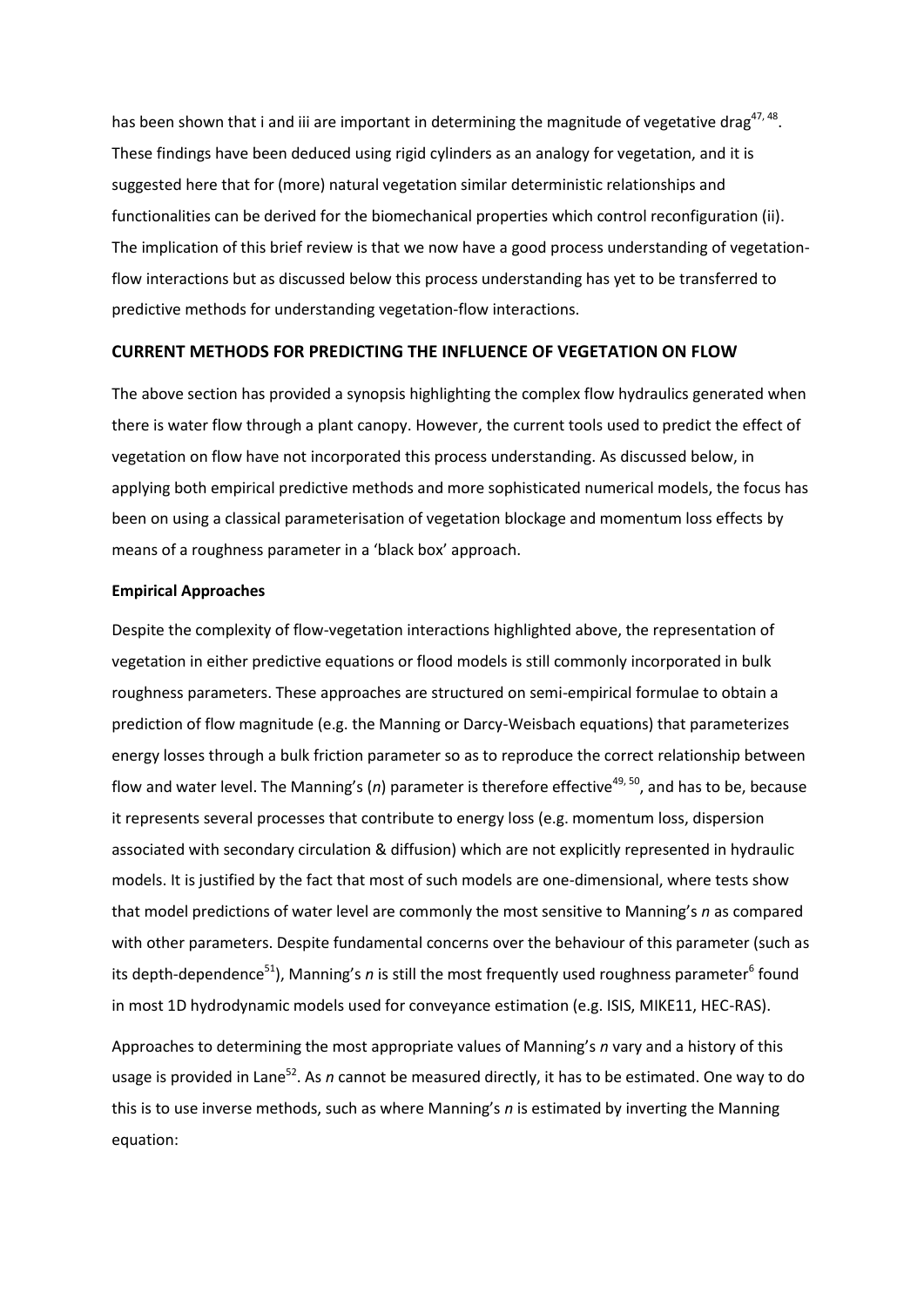has been shown that i and iii are important in determining the magnitude of vegetative drag[47, 48]. These findings have been deduced using rigid cylinders as an analogy for vegetation, and it is suggested here that for (more) natural vegetation similar deterministic relationships and functionalities can be derived for the biomechanical properties which control reconfiguration (ii). The implication of this brief review is that we now have a good process understanding of vegetation-flow interactions but as discussed below this process understanding has yet to be transferred to predictive methods for understanding vegetation-flow interactions.

## CURRENT METHODS FOR PREDICTING THE INFLUENCE OF VEGETATION ON FLOW

The above section has provided a synopsis highlighting the complex flow hydraulics generated when there is water flow through a plant canopy. However, the current tools used to predict the effect of vegetation on flow have not incorporated this process understanding. As discussed below, in applying both empirical predictive methods and more sophisticated numerical models, the focus has been on using a classical parameterisation of vegetation blockage and momentum loss effects by means of a roughness parameter in a 'black box' approach.

### Empirical Approaches

Despite the complexity of flow-vegetation interactions highlighted above, the representation of vegetation in either predictive equations or flood models is still commonly incorporated in bulk roughness parameters. These approaches are structured on semi-empirical formulae to obtain a prediction of flow magnitude (e.g. the Manning or Darcy-Weisbach equations) that parameterizes energy losses through a bulk friction parameter so as to reproduce the correct relationship between flow and water level. The Manning's ($n$) parameter is therefore effective[49, 50], and has to be, because it represents several processes that contribute to energy loss (e.g. momentum loss, dispersion associated with secondary circulation & diffusion) which are not explicitly represented in hydraulic models. It is justified by the fact that most of such models are one-dimensional, where tests show that model predictions of water level are commonly the most sensitive to Manning's $n$ as compared with other parameters. Despite fundamental concerns over the behaviour of this parameter (such as its depth-dependence[51]), Manning's $n$ is still the most frequently used roughness parameter[6] found in most 1D hydrodynamic models used for conveyance estimation (e.g. ISIS, MIKE11, HEC-RAS).

Approaches to determining the most appropriate values of Manning's $n$ vary and a history of this usage is provided in Lane[52]. As $n$ cannot be measured directly, it has to be estimated. One way to do this is to use inverse methods, such as where Manning's $n$ is estimated by inverting the Manning equation: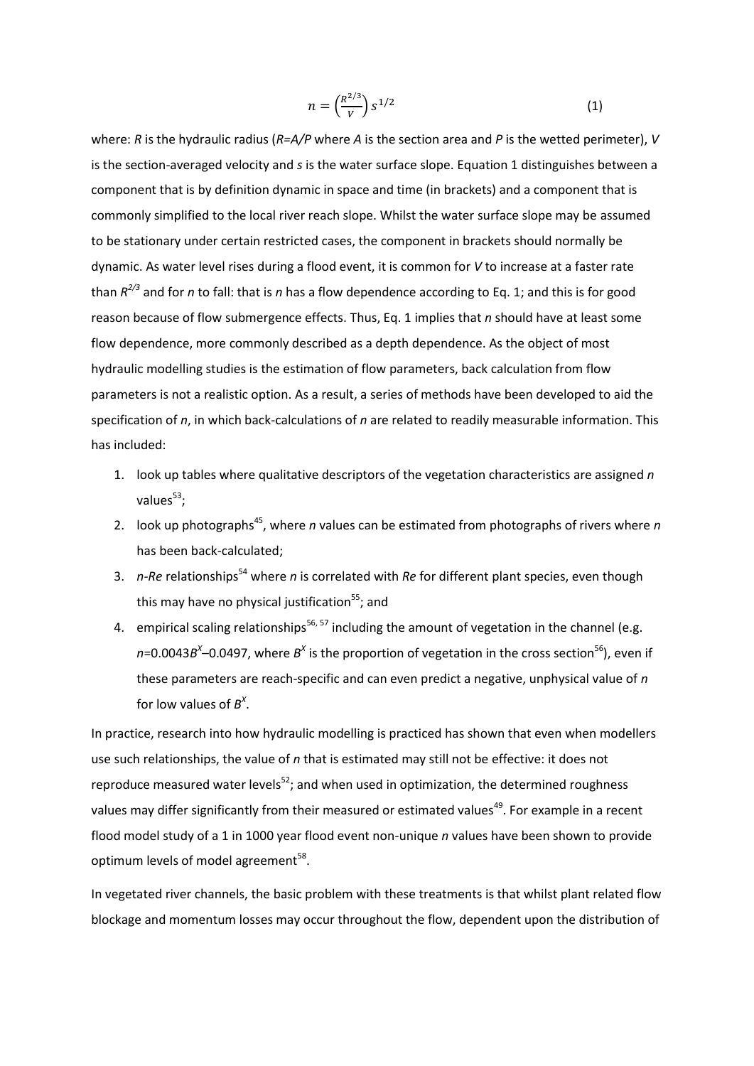$$n = \left(\frac{R^{2/3}}{V}\right) s^{1/2} \tag{1}$$

where: $R$ is the hydraulic radius ($R=A/P$ where $A$ is the section area and $P$ is the wetted perimeter), $V$ is the section-averaged velocity and $s$ is the water surface slope. Equation 1 distinguishes between a component that is by definition dynamic in space and time (in brackets) and a component that is commonly simplified to the local river reach slope. Whilst the water surface slope may be assumed to be stationary under certain restricted cases, the component in brackets should normally be dynamic. As water level rises during a flood event, it is common for $V$ to increase at a faster rate than $R^{2/3}$ and for $n$ to fall: that is $n$ has a flow dependence according to Eq. 1; and this is for good reason because of flow submergence effects. Thus, Eq. 1 implies that $n$ should have at least some flow dependence, more commonly described as a depth dependence. As the object of most hydraulic modelling studies is the estimation of flow parameters, back calculation from flow parameters is not a realistic option. As a result, a series of methods have been developed to aid the specification of $n$, in which back-calculations of $n$ are related to readily measurable information. This has included:

1. look up tables where qualitative descriptors of the vegetation characteristics are assigned $n$ values[53];
2. look up photographs[45], where $n$ values can be estimated from photographs of rivers where $n$ has been back-calculated;
3. $n$-$Re$ relationships[54] where $n$ is correlated with $Re$ for different plant species, even though this may have no physical justification[55]; and
4. empirical scaling relationships[56, 57] including the amount of vegetation in the channel (e.g. $n$=0.0043$B^X$–0.0497, where $B^X$ is the proportion of vegetation in the cross section[56]), even if these parameters are reach-specific and can even predict a negative, unphysical value of $n$ for low values of $B^X$.

In practice, research into how hydraulic modelling is practiced has shown that even when modellers use such relationships, the value of $n$ that is estimated may still not be effective: it does not reproduce measured water levels[52]; and when used in optimization, the determined roughness values may differ significantly from their measured or estimated values[49]. For example in a recent flood model study of a 1 in 1000 year flood event non-unique $n$ values have been shown to provide optimum levels of model agreement[58].

In vegetated river channels, the basic problem with these treatments is that whilst plant related flow blockage and momentum losses may occur throughout the flow, dependent upon the distribution of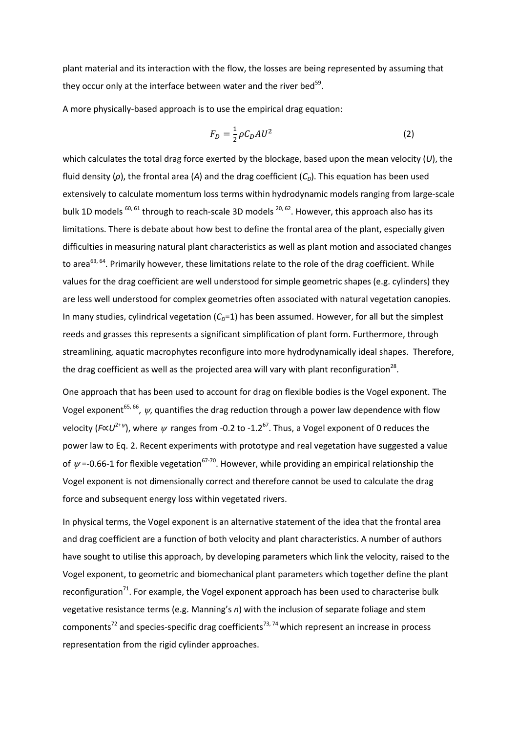plant material and its interaction with the flow, the losses are being represented by assuming that they occur only at the interface between water and the river bed[59].

A more physically-based approach is to use the empirical drag equation:

$$F_D = \frac{1}{2}\rho C_D A U^2 \qquad (2)$$

which calculates the total drag force exerted by the blockage, based upon the mean velocity ($U$), the fluid density ($\rho$), the frontal area ($A$) and the drag coefficient ($C_D$). This equation has been used extensively to calculate momentum loss terms within hydrodynamic models ranging from large-scale bulk 1D models [60, 61] through to reach-scale 3D models [20, 62]. However, this approach also has its limitations. There is debate about how best to define the frontal area of the plant, especially given difficulties in measuring natural plant characteristics as well as plant motion and associated changes to area[63, 64]. Primarily however, these limitations relate to the role of the drag coefficient. While values for the drag coefficient are well understood for simple geometric shapes (e.g. cylinders) they are less well understood for complex geometries often associated with natural vegetation canopies. In many studies, cylindrical vegetation ($C_D$=1) has been assumed. However, for all but the simplest reeds and grasses this represents a significant simplification of plant form. Furthermore, through streamlining, aquatic macrophytes reconfigure into more hydrodynamically ideal shapes. Therefore, the drag coefficient as well as the projected area will vary with plant reconfiguration[28].

One approach that has been used to account for drag on flexible bodies is the Vogel exponent. The Vogel exponent[65, 66], $\psi$, quantifies the drag reduction through a power law dependence with flow velocity ($F \propto U^{2+\psi}$), where $\psi$ ranges from -0.2 to -1.2[67]. Thus, a Vogel exponent of 0 reduces the power law to Eq. 2. Recent experiments with prototype and real vegetation have suggested a value of $\psi$=-0.66-1 for flexible vegetation[67-70]. However, while providing an empirical relationship the Vogel exponent is not dimensionally correct and therefore cannot be used to calculate the drag force and subsequent energy loss within vegetated rivers.

In physical terms, the Vogel exponent is an alternative statement of the idea that the frontal area and drag coefficient are a function of both velocity and plant characteristics. A number of authors have sought to utilise this approach, by developing parameters which link the velocity, raised to the Vogel exponent, to geometric and biomechanical plant parameters which together define the plant reconfiguration[71]. For example, the Vogel exponent approach has been used to characterise bulk vegetative resistance terms (e.g. Manning's $n$) with the inclusion of separate foliage and stem components[72] and species-specific drag coefficients[73, 74] which represent an increase in process representation from the rigid cylinder approaches.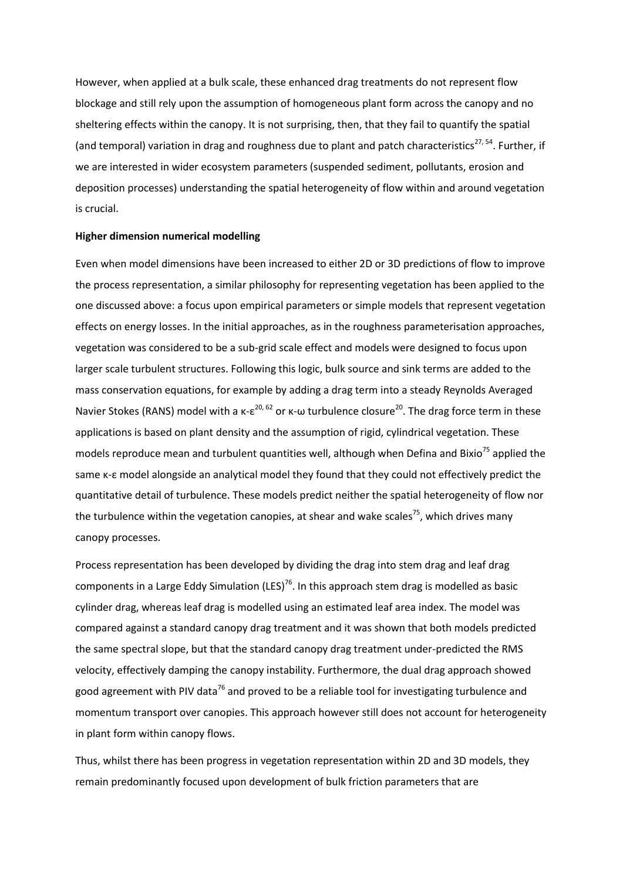However, when applied at a bulk scale, these enhanced drag treatments do not represent flow blockage and still rely upon the assumption of homogeneous plant form across the canopy and no sheltering effects within the canopy. It is not surprising, then, that they fail to quantify the spatial (and temporal) variation in drag and roughness due to plant and patch characteristics[27, 54]. Further, if we are interested in wider ecosystem parameters (suspended sediment, pollutants, erosion and deposition processes) understanding the spatial heterogeneity of flow within and around vegetation is crucial.

**Higher dimension numerical modelling**

Even when model dimensions have been increased to either 2D or 3D predictions of flow to improve the process representation, a similar philosophy for representing vegetation has been applied to the one discussed above: a focus upon empirical parameters or simple models that represent vegetation effects on energy losses. In the initial approaches, as in the roughness parameterisation approaches, vegetation was considered to be a sub-grid scale effect and models were designed to focus upon larger scale turbulent structures. Following this logic, bulk source and sink terms are added to the mass conservation equations, for example by adding a drag term into a steady Reynolds Averaged Navier Stokes (RANS) model with a $\kappa$-$\varepsilon$[20, 62] or $\kappa$-$\omega$ turbulence closure[20]. The drag force term in these applications is based on plant density and the assumption of rigid, cylindrical vegetation. These models reproduce mean and turbulent quantities well, although when Defina and Bixio[75] applied the same $\kappa$-$\varepsilon$ model alongside an analytical model they found that they could not effectively predict the quantitative detail of turbulence. These models predict neither the spatial heterogeneity of flow nor the turbulence within the vegetation canopies, at shear and wake scales[75], which drives many canopy processes.

Process representation has been developed by dividing the drag into stem drag and leaf drag components in a Large Eddy Simulation (LES)[76]. In this approach stem drag is modelled as basic cylinder drag, whereas leaf drag is modelled using an estimated leaf area index. The model was compared against a standard canopy drag treatment and it was shown that both models predicted the same spectral slope, but that the standard canopy drag treatment under-predicted the RMS velocity, effectively damping the canopy instability. Furthermore, the dual drag approach showed good agreement with PIV data[76] and proved to be a reliable tool for investigating turbulence and momentum transport over canopies. This approach however still does not account for heterogeneity in plant form within canopy flows.

Thus, whilst there has been progress in vegetation representation within 2D and 3D models, they remain predominantly focused upon development of bulk friction parameters that are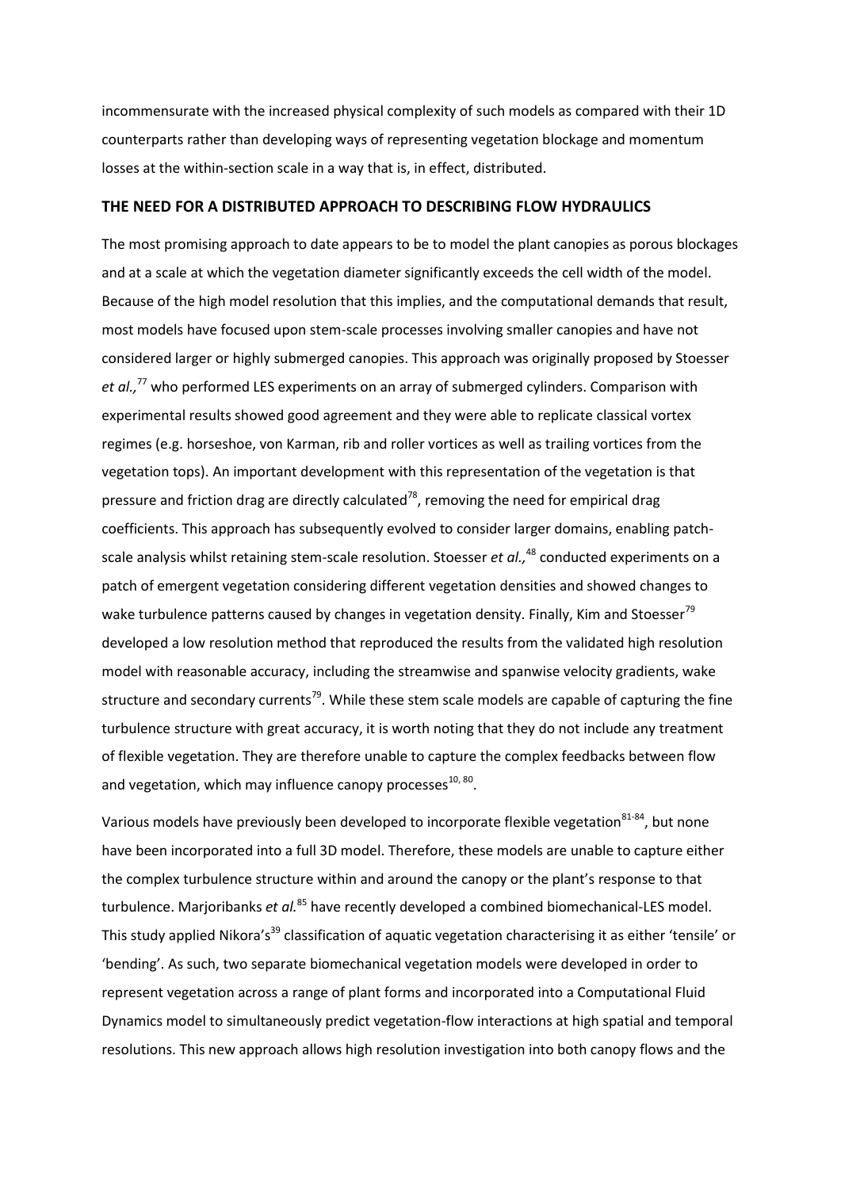incommensurate with the increased physical complexity of such models as compared with their 1D counterparts rather than developing ways of representing vegetation blockage and momentum losses at the within-section scale in a way that is, in effect, distributed.

## THE NEED FOR A DISTRIBUTED APPROACH TO DESCRIBING FLOW HYDRAULICS

The most promising approach to date appears to be to model the plant canopies as porous blockages and at a scale at which the vegetation diameter significantly exceeds the cell width of the model. Because of the high model resolution that this implies, and the computational demands that result, most models have focused upon stem-scale processes involving smaller canopies and have not considered larger or highly submerged canopies. This approach was originally proposed by Stoesser *et al.,*[77] who performed LES experiments on an array of submerged cylinders. Comparison with experimental results showed good agreement and they were able to replicate classical vortex regimes (e.g. horseshoe, von Karman, rib and roller vortices as well as trailing vortices from the vegetation tops). An important development with this representation of the vegetation is that pressure and friction drag are directly calculated[78], removing the need for empirical drag coefficients. This approach has subsequently evolved to consider larger domains, enabling patch-scale analysis whilst retaining stem-scale resolution. Stoesser *et al.,*[48] conducted experiments on a patch of emergent vegetation considering different vegetation densities and showed changes to wake turbulence patterns caused by changes in vegetation density. Finally, Kim and Stoesser[79] developed a low resolution method that reproduced the results from the validated high resolution model with reasonable accuracy, including the streamwise and spanwise velocity gradients, wake structure and secondary currents[79]. While these stem scale models are capable of capturing the fine turbulence structure with great accuracy, it is worth noting that they do not include any treatment of flexible vegetation. They are therefore unable to capture the complex feedbacks between flow and vegetation, which may influence canopy processes[10, 80].

Various models have previously been developed to incorporate flexible vegetation[81-84], but none have been incorporated into a full 3D model. Therefore, these models are unable to capture either the complex turbulence structure within and around the canopy or the plant's response to that turbulence. Marjoribanks *et al.*[85] have recently developed a combined biomechanical-LES model. This study applied Nikora's[39] classification of aquatic vegetation characterising it as either 'tensile' or 'bending'. As such, two separate biomechanical vegetation models were developed in order to represent vegetation across a range of plant forms and incorporated into a Computational Fluid Dynamics model to simultaneously predict vegetation-flow interactions at high spatial and temporal resolutions. This new approach allows high resolution investigation into both canopy flows and the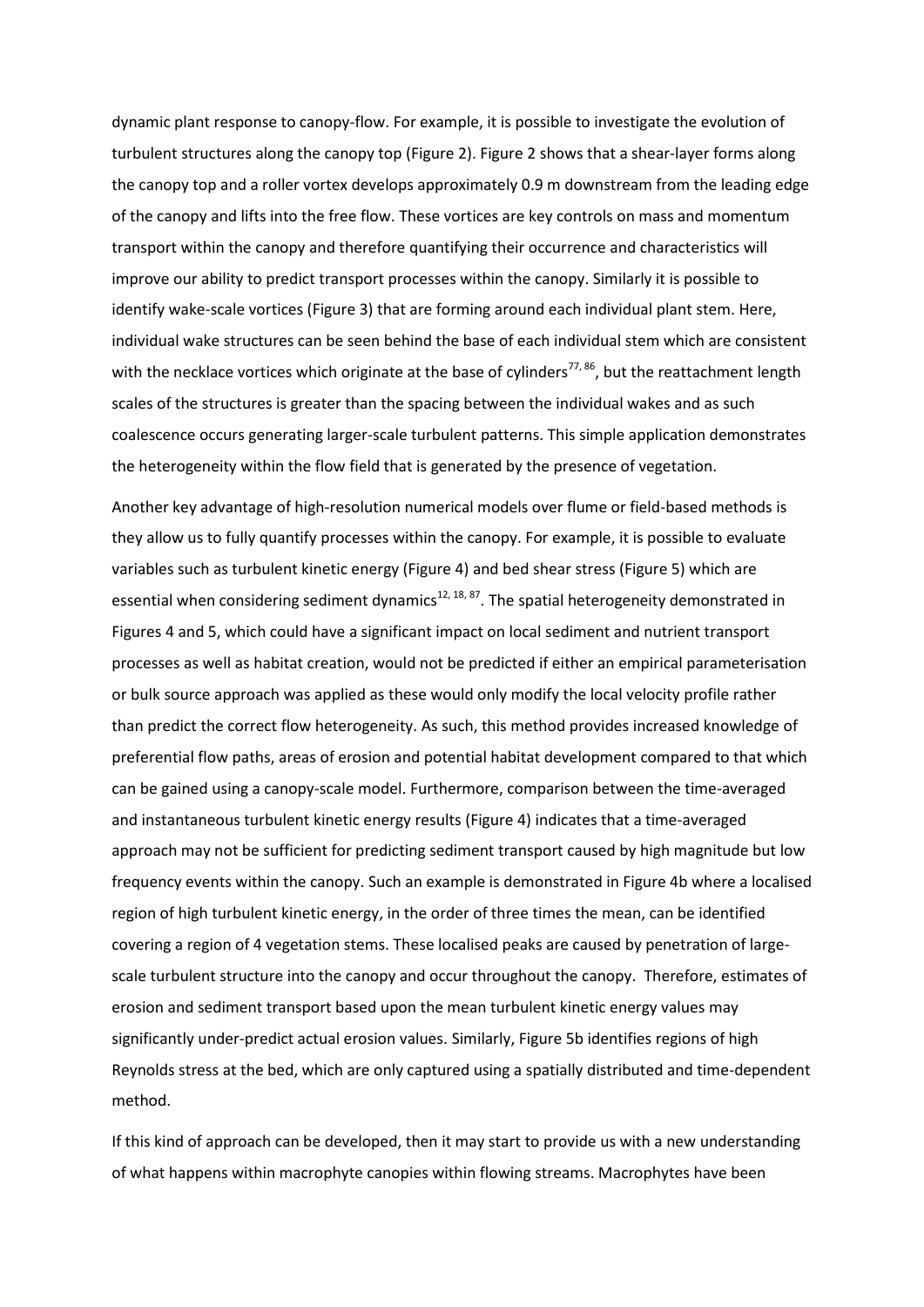dynamic plant response to canopy-flow. For example, it is possible to investigate the evolution of turbulent structures along the canopy top (Figure 2). Figure 2 shows that a shear-layer forms along the canopy top and a roller vortex develops approximately 0.9 m downstream from the leading edge of the canopy and lifts into the free flow. These vortices are key controls on mass and momentum transport within the canopy and therefore quantifying their occurrence and characteristics will improve our ability to predict transport processes within the canopy. Similarly it is possible to identify wake-scale vortices (Figure 3) that are forming around each individual plant stem. Here, individual wake structures can be seen behind the base of each individual stem which are consistent with the necklace vortices which originate at the base of cylinders[77, 86], but the reattachment length scales of the structures is greater than the spacing between the individual wakes and as such coalescence occurs generating larger-scale turbulent patterns. This simple application demonstrates the heterogeneity within the flow field that is generated by the presence of vegetation.

Another key advantage of high-resolution numerical models over flume or field-based methods is they allow us to fully quantify processes within the canopy. For example, it is possible to evaluate variables such as turbulent kinetic energy (Figure 4) and bed shear stress (Figure 5) which are essential when considering sediment dynamics[12, 18, 87]. The spatial heterogeneity demonstrated in Figures 4 and 5, which could have a significant impact on local sediment and nutrient transport processes as well as habitat creation, would not be predicted if either an empirical parameterisation or bulk source approach was applied as these would only modify the local velocity profile rather than predict the correct flow heterogeneity. As such, this method provides increased knowledge of preferential flow paths, areas of erosion and potential habitat development compared to that which can be gained using a canopy-scale model. Furthermore, comparison between the time-averaged and instantaneous turbulent kinetic energy results (Figure 4) indicates that a time-averaged approach may not be sufficient for predicting sediment transport caused by high magnitude but low frequency events within the canopy. Such an example is demonstrated in Figure 4b where a localised region of high turbulent kinetic energy, in the order of three times the mean, can be identified covering a region of 4 vegetation stems. These localised peaks are caused by penetration of large-scale turbulent structure into the canopy and occur throughout the canopy. Therefore, estimates of erosion and sediment transport based upon the mean turbulent kinetic energy values may significantly under-predict actual erosion values. Similarly, Figure 5b identifies regions of high Reynolds stress at the bed, which are only captured using a spatially distributed and time-dependent method.

If this kind of approach can be developed, then it may start to provide us with a new understanding of what happens within macrophyte canopies within flowing streams. Macrophytes have been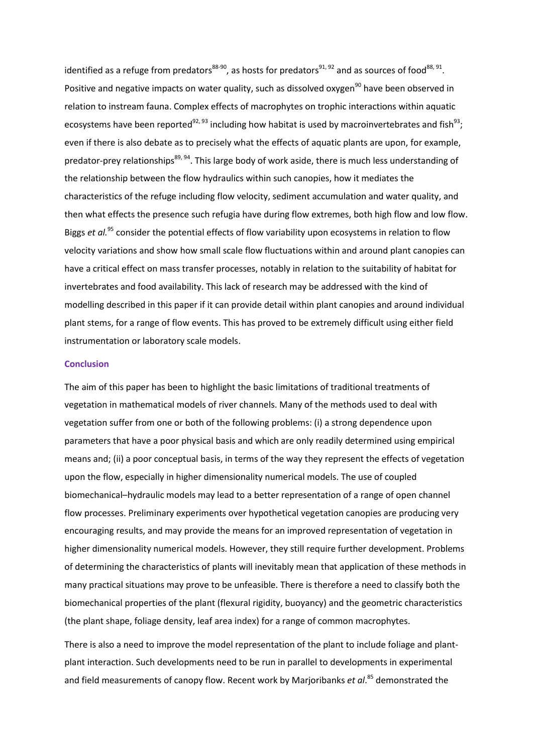identified as a refuge from predators[88-90], as hosts for predators[91, 92] and as sources of food[88, 91]. Positive and negative impacts on water quality, such as dissolved oxygen[90] have been observed in relation to instream fauna. Complex effects of macrophytes on trophic interactions within aquatic ecosystems have been reported[92, 93] including how habitat is used by macroinvertebrates and fish[93]; even if there is also debate as to precisely what the effects of aquatic plants are upon, for example, predator-prey relationships[89, 94]. This large body of work aside, there is much less understanding of the relationship between the flow hydraulics within such canopies, how it mediates the characteristics of the refuge including flow velocity, sediment accumulation and water quality, and then what effects the presence such refugia have during flow extremes, both high flow and low flow. Biggs *et al.*[95] consider the potential effects of flow variability upon ecosystems in relation to flow velocity variations and show how small scale flow fluctuations within and around plant canopies can have a critical effect on mass transfer processes, notably in relation to the suitability of habitat for invertebrates and food availability. This lack of research may be addressed with the kind of modelling described in this paper if it can provide detail within plant canopies and around individual plant stems, for a range of flow events. This has proved to be extremely difficult using either field instrumentation or laboratory scale models.

## Conclusion

The aim of this paper has been to highlight the basic limitations of traditional treatments of vegetation in mathematical models of river channels. Many of the methods used to deal with vegetation suffer from one or both of the following problems: (i) a strong dependence upon parameters that have a poor physical basis and which are only readily determined using empirical means and; (ii) a poor conceptual basis, in terms of the way they represent the effects of vegetation upon the flow, especially in higher dimensionality numerical models. The use of coupled biomechanical–hydraulic models may lead to a better representation of a range of open channel flow processes. Preliminary experiments over hypothetical vegetation canopies are producing very encouraging results, and may provide the means for an improved representation of vegetation in higher dimensionality numerical models. However, they still require further development. Problems of determining the characteristics of plants will inevitably mean that application of these methods in many practical situations may prove to be unfeasible. There is therefore a need to classify both the biomechanical properties of the plant (flexural rigidity, buoyancy) and the geometric characteristics (the plant shape, foliage density, leaf area index) for a range of common macrophytes.

There is also a need to improve the model representation of the plant to include foliage and plant-plant interaction. Such developments need to be run in parallel to developments in experimental and field measurements of canopy flow. Recent work by Marjoribanks *et al*.[85] demonstrated the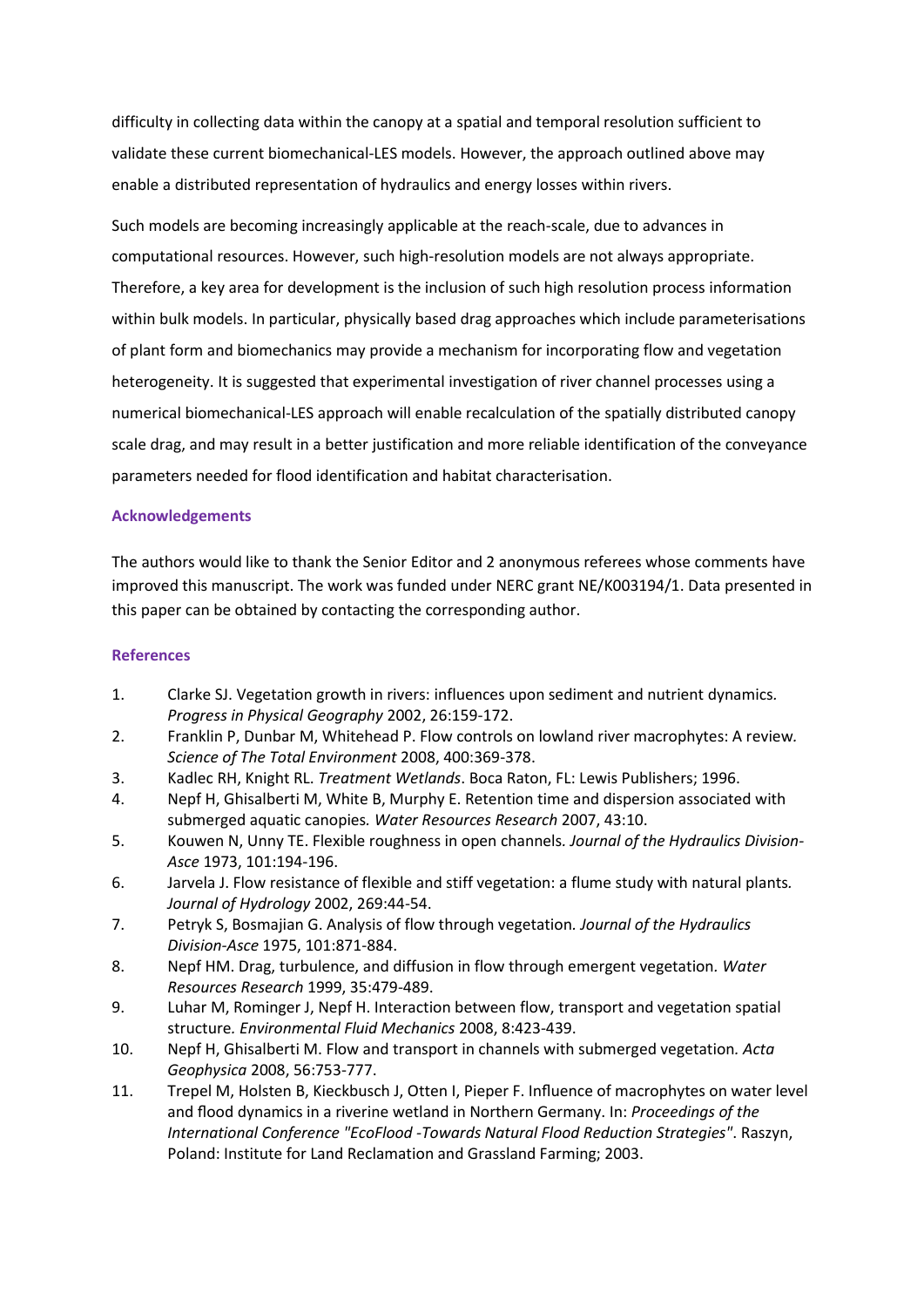difficulty in collecting data within the canopy at a spatial and temporal resolution sufficient to validate these current biomechanical-LES models. However, the approach outlined above may enable a distributed representation of hydraulics and energy losses within rivers.

Such models are becoming increasingly applicable at the reach-scale, due to advances in computational resources. However, such high-resolution models are not always appropriate. Therefore, a key area for development is the inclusion of such high resolution process information within bulk models. In particular, physically based drag approaches which include parameterisations of plant form and biomechanics may provide a mechanism for incorporating flow and vegetation heterogeneity. It is suggested that experimental investigation of river channel processes using a numerical biomechanical-LES approach will enable recalculation of the spatially distributed canopy scale drag, and may result in a better justification and more reliable identification of the conveyance parameters needed for flood identification and habitat characterisation.

## Acknowledgements

The authors would like to thank the Senior Editor and 2 anonymous referees whose comments have improved this manuscript. The work was funded under NERC grant NE/K003194/1. Data presented in this paper can be obtained by contacting the corresponding author.

## References

1. Clarke SJ. Vegetation growth in rivers: influences upon sediment and nutrient dynamics. *Progress in Physical Geography* 2002, 26:159-172.
2. Franklin P, Dunbar M, Whitehead P. Flow controls on lowland river macrophytes: A review. *Science of The Total Environment* 2008, 400:369-378.
3. Kadlec RH, Knight RL. *Treatment Wetlands*. Boca Raton, FL: Lewis Publishers; 1996.
4. Nepf H, Ghisalberti M, White B, Murphy E. Retention time and dispersion associated with submerged aquatic canopies. *Water Resources Research* 2007, 43:10.
5. Kouwen N, Unny TE. Flexible roughness in open channels. *Journal of the Hydraulics Division-Asce* 1973, 101:194-196.
6. Jarvela J. Flow resistance of flexible and stiff vegetation: a flume study with natural plants. *Journal of Hydrology* 2002, 269:44-54.
7. Petryk S, Bosmajian G. Analysis of flow through vegetation. *Journal of the Hydraulics Division-Asce* 1975, 101:871-884.
8. Nepf HM. Drag, turbulence, and diffusion in flow through emergent vegetation. *Water Resources Research* 1999, 35:479-489.
9. Luhar M, Rominger J, Nepf H. Interaction between flow, transport and vegetation spatial structure. *Environmental Fluid Mechanics* 2008, 8:423-439.
10. Nepf H, Ghisalberti M. Flow and transport in channels with submerged vegetation. *Acta Geophysica* 2008, 56:753-777.
11. Trepel M, Holsten B, Kieckbusch J, Otten I, Pieper F. Influence of macrophytes on water level and flood dynamics in a riverine wetland in Northern Germany. In: *Proceedings of the International Conference "EcoFlood -Towards Natural Flood Reduction Strategies"*. Raszyn, Poland: Institute for Land Reclamation and Grassland Farming; 2003.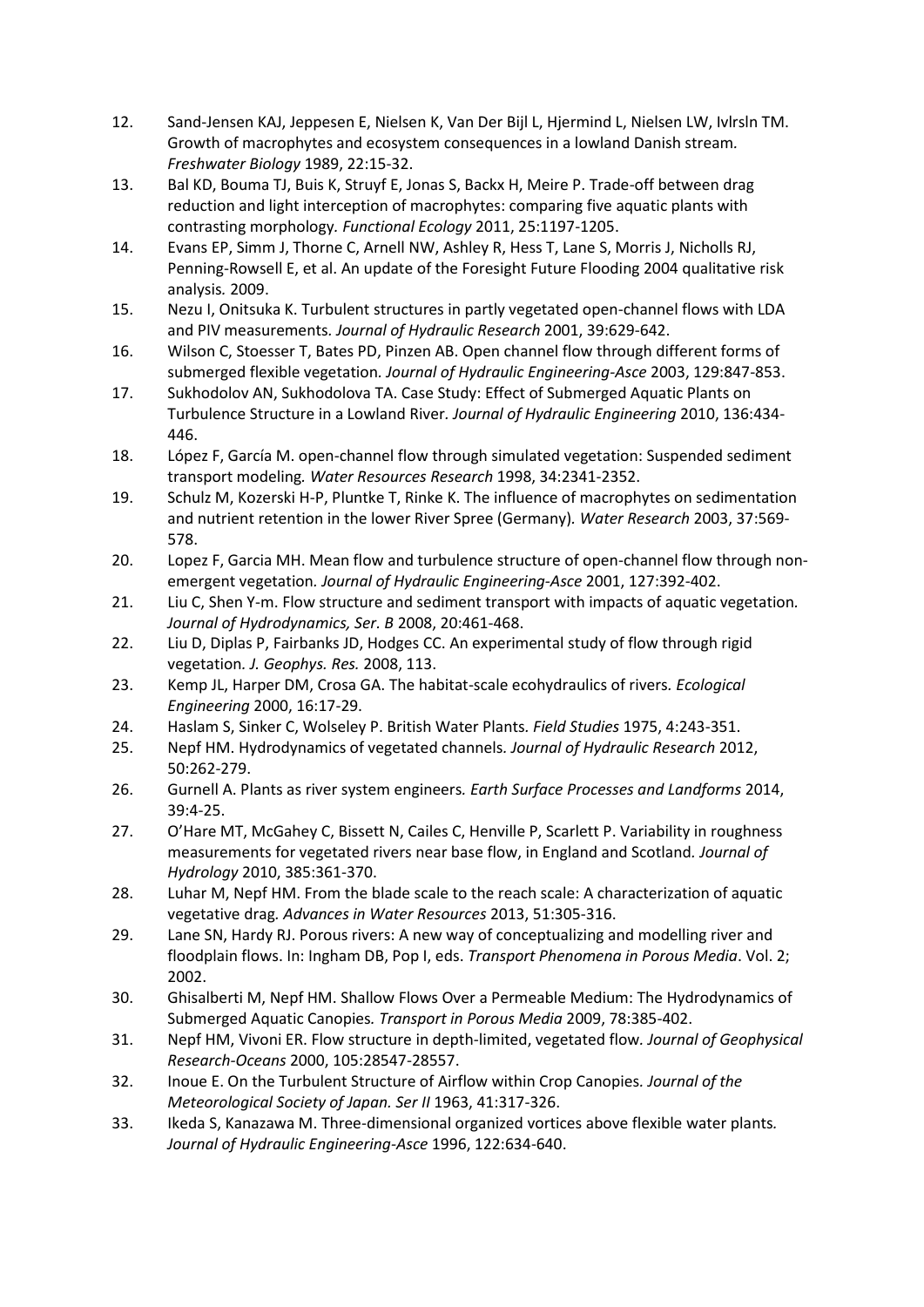12. Sand-Jensen KAJ, Jeppesen E, Nielsen K, Van Der Bijl L, Hjermind L, Nielsen LW, Ivlrsln TM. Growth of macrophytes and ecosystem consequences in a lowland Danish stream. *Freshwater Biology* 1989, 22:15-32.
13. Bal KD, Bouma TJ, Buis K, Struyf E, Jonas S, Backx H, Meire P. Trade-off between drag reduction and light interception of macrophytes: comparing five aquatic plants with contrasting morphology. *Functional Ecology* 2011, 25:1197-1205.
14. Evans EP, Simm J, Thorne C, Arnell NW, Ashley R, Hess T, Lane S, Morris J, Nicholls RJ, Penning-Rowsell E, et al. An update of the Foresight Future Flooding 2004 qualitative risk analysis. 2009.
15. Nezu I, Onitsuka K. Turbulent structures in partly vegetated open-channel flows with LDA and PIV measurements. *Journal of Hydraulic Research* 2001, 39:629-642.
16. Wilson C, Stoesser T, Bates PD, Pinzen AB. Open channel flow through different forms of submerged flexible vegetation. *Journal of Hydraulic Engineering-Asce* 2003, 129:847-853.
17. Sukhodolov AN, Sukhodolova TA. Case Study: Effect of Submerged Aquatic Plants on Turbulence Structure in a Lowland River. *Journal of Hydraulic Engineering* 2010, 136:434-446.
18. López F, García M. open-channel flow through simulated vegetation: Suspended sediment transport modeling. *Water Resources Research* 1998, 34:2341-2352.
19. Schulz M, Kozerski H-P, Pluntke T, Rinke K. The influence of macrophytes on sedimentation and nutrient retention in the lower River Spree (Germany). *Water Research* 2003, 37:569-578.
20. Lopez F, Garcia MH. Mean flow and turbulence structure of open-channel flow through non-emergent vegetation. *Journal of Hydraulic Engineering-Asce* 2001, 127:392-402.
21. Liu C, Shen Y-m. Flow structure and sediment transport with impacts of aquatic vegetation. *Journal of Hydrodynamics, Ser. B* 2008, 20:461-468.
22. Liu D, Diplas P, Fairbanks JD, Hodges CC. An experimental study of flow through rigid vegetation. *J. Geophys. Res.* 2008, 113.
23. Kemp JL, Harper DM, Crosa GA. The habitat-scale ecohydraulics of rivers. *Ecological Engineering* 2000, 16:17-29.
24. Haslam S, Sinker C, Wolseley P. British Water Plants. *Field Studies* 1975, 4:243-351.
25. Nepf HM. Hydrodynamics of vegetated channels. *Journal of Hydraulic Research* 2012, 50:262-279.
26. Gurnell A. Plants as river system engineers. *Earth Surface Processes and Landforms* 2014, 39:4-25.
27. O'Hare MT, McGahey C, Bissett N, Cailes C, Henville P, Scarlett P. Variability in roughness measurements for vegetated rivers near base flow, in England and Scotland. *Journal of Hydrology* 2010, 385:361-370.
28. Luhar M, Nepf HM. From the blade scale to the reach scale: A characterization of aquatic vegetative drag. *Advances in Water Resources* 2013, 51:305-316.
29. Lane SN, Hardy RJ. Porous rivers: A new way of conceptualizing and modelling river and floodplain flows. In: Ingham DB, Pop I, eds. *Transport Phenomena in Porous Media*. Vol. 2; 2002.
30. Ghisalberti M, Nepf HM. Shallow Flows Over a Permeable Medium: The Hydrodynamics of Submerged Aquatic Canopies. *Transport in Porous Media* 2009, 78:385-402.
31. Nepf HM, Vivoni ER. Flow structure in depth-limited, vegetated flow. *Journal of Geophysical Research-Oceans* 2000, 105:28547-28557.
32. Inoue E. On the Turbulent Structure of Airflow within Crop Canopies. *Journal of the Meteorological Society of Japan. Ser II* 1963, 41:317-326.
33. Ikeda S, Kanazawa M. Three-dimensional organized vortices above flexible water plants. *Journal of Hydraulic Engineering-Asce* 1996, 122:634-640.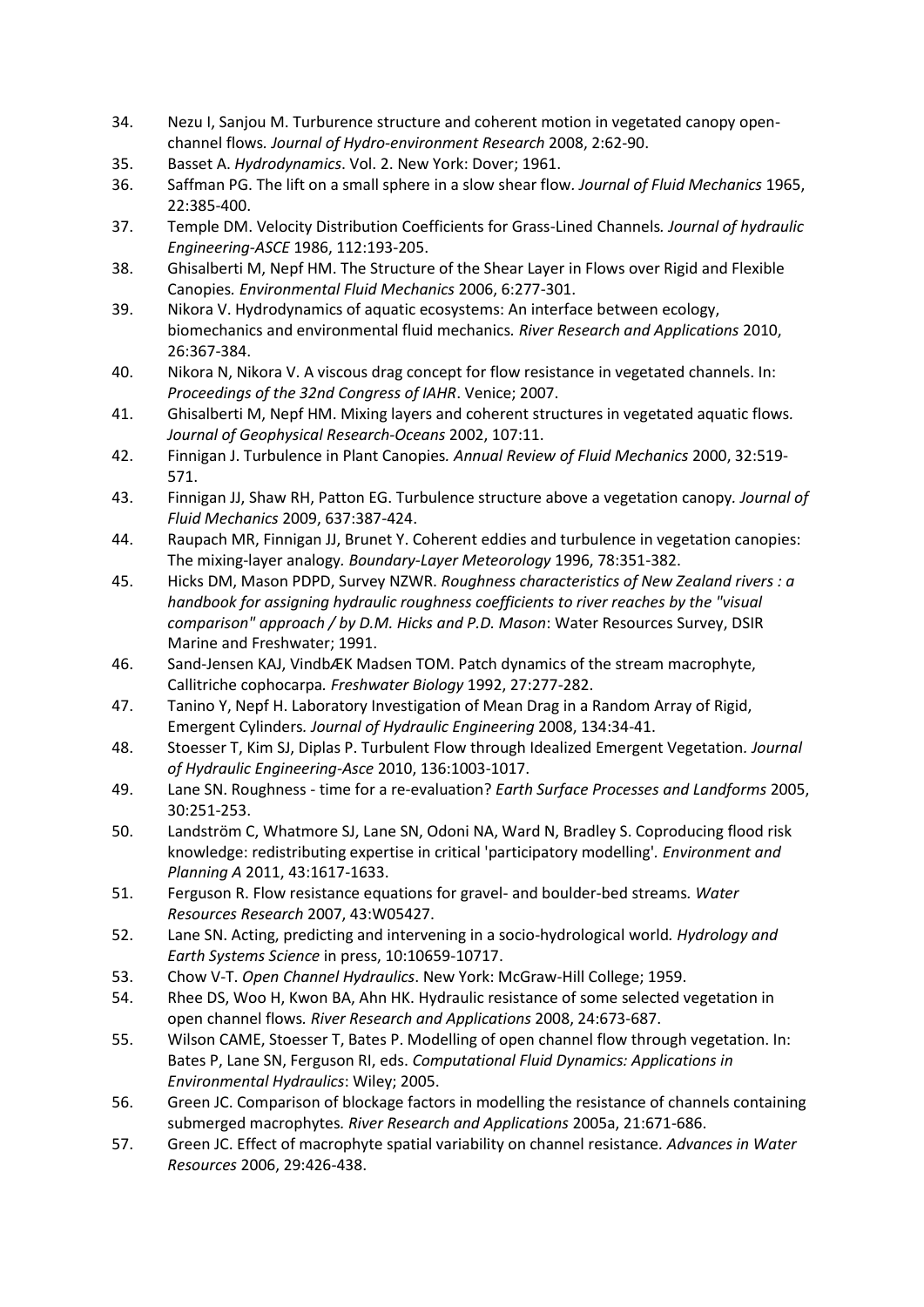34. Nezu I, Sanjou M. Turburence structure and coherent motion in vegetated canopy open-channel flows. *Journal of Hydro-environment Research* 2008, 2:62-90.
35. Basset A. *Hydrodynamics*. Vol. 2. New York: Dover; 1961.
36. Saffman PG. The lift on a small sphere in a slow shear flow. *Journal of Fluid Mechanics* 1965, 22:385-400.
37. Temple DM. Velocity Distribution Coefficients for Grass-Lined Channels. *Journal of hydraulic Engineering-ASCE* 1986, 112:193-205.
38. Ghisalberti M, Nepf HM. The Structure of the Shear Layer in Flows over Rigid and Flexible Canopies. *Environmental Fluid Mechanics* 2006, 6:277-301.
39. Nikora V. Hydrodynamics of aquatic ecosystems: An interface between ecology, biomechanics and environmental fluid mechanics. *River Research and Applications* 2010, 26:367-384.
40. Nikora N, Nikora V. A viscous drag concept for flow resistance in vegetated channels. In: *Proceedings of the 32nd Congress of IAHR*. Venice; 2007.
41. Ghisalberti M, Nepf HM. Mixing layers and coherent structures in vegetated aquatic flows. *Journal of Geophysical Research-Oceans* 2002, 107:11.
42. Finnigan J. Turbulence in Plant Canopies. *Annual Review of Fluid Mechanics* 2000, 32:519-571.
43. Finnigan JJ, Shaw RH, Patton EG. Turbulence structure above a vegetation canopy. *Journal of Fluid Mechanics* 2009, 637:387-424.
44. Raupach MR, Finnigan JJ, Brunet Y. Coherent eddies and turbulence in vegetation canopies: The mixing-layer analogy. *Boundary-Layer Meteorology* 1996, 78:351-382.
45. Hicks DM, Mason PDPD, Survey NZWR. *Roughness characteristics of New Zealand rivers : a handbook for assigning hydraulic roughness coefficients to river reaches by the "visual comparison" approach / by D.M. Hicks and P.D. Mason*: Water Resources Survey, DSIR Marine and Freshwater; 1991.
46. Sand-Jensen KAJ, VindbÆK Madsen TOM. Patch dynamics of the stream macrophyte, Callitriche cophocarpa. *Freshwater Biology* 1992, 27:277-282.
47. Tanino Y, Nepf H. Laboratory Investigation of Mean Drag in a Random Array of Rigid, Emergent Cylinders. *Journal of Hydraulic Engineering* 2008, 134:34-41.
48. Stoesser T, Kim SJ, Diplas P. Turbulent Flow through Idealized Emergent Vegetation. *Journal of Hydraulic Engineering-Asce* 2010, 136:1003-1017.
49. Lane SN. Roughness - time for a re-evaluation? *Earth Surface Processes and Landforms* 2005, 30:251-253.
50. Landström C, Whatmore SJ, Lane SN, Odoni NA, Ward N, Bradley S. Coproducing flood risk knowledge: redistributing expertise in critical 'participatory modelling'. *Environment and Planning A* 2011, 43:1617-1633.
51. Ferguson R. Flow resistance equations for gravel- and boulder-bed streams. *Water Resources Research* 2007, 43:W05427.
52. Lane SN. Acting, predicting and intervening in a socio-hydrological world. *Hydrology and Earth Systems Science* in press, 10:10659-10717.
53. Chow V-T. *Open Channel Hydraulics*. New York: McGraw-Hill College; 1959.
54. Rhee DS, Woo H, Kwon BA, Ahn HK. Hydraulic resistance of some selected vegetation in open channel flows. *River Research and Applications* 2008, 24:673-687.
55. Wilson CAME, Stoesser T, Bates P. Modelling of open channel flow through vegetation. In: Bates P, Lane SN, Ferguson RI, eds. *Computational Fluid Dynamics: Applications in Environmental Hydraulics*: Wiley; 2005.
56. Green JC. Comparison of blockage factors in modelling the resistance of channels containing submerged macrophytes. *River Research and Applications* 2005a, 21:671-686.
57. Green JC. Effect of macrophyte spatial variability on channel resistance. *Advances in Water Resources* 2006, 29:426-438.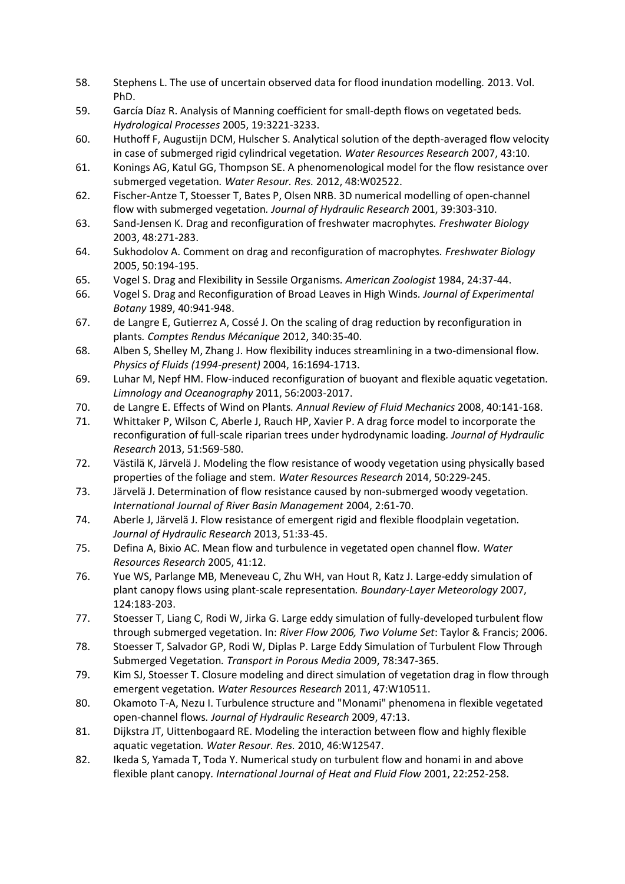58. Stephens L. The use of uncertain observed data for flood inundation modelling*.* 2013. Vol. PhD.
59. García Díaz R. Analysis of Manning coefficient for small-depth flows on vegetated beds*. Hydrological Processes* 2005, 19:3221-3233.
60. Huthoff F, Augustijn DCM, Hulscher S. Analytical solution of the depth-averaged flow velocity in case of submerged rigid cylindrical vegetation*. Water Resources Research* 2007, 43:10.
61. Konings AG, Katul GG, Thompson SE. A phenomenological model for the flow resistance over submerged vegetation*. Water Resour. Res.* 2012, 48:W02522.
62. Fischer-Antze T, Stoesser T, Bates P, Olsen NRB. 3D numerical modelling of open-channel flow with submerged vegetation*. Journal of Hydraulic Research* 2001, 39:303-310.
63. Sand-Jensen K. Drag and reconfiguration of freshwater macrophytes*. Freshwater Biology* 2003, 48:271-283.
64. Sukhodolov A. Comment on drag and reconfiguration of macrophytes*. Freshwater Biology* 2005, 50:194-195.
65. Vogel S. Drag and Flexibility in Sessile Organisms*. American Zoologist* 1984, 24:37-44.
66. Vogel S. Drag and Reconfiguration of Broad Leaves in High Winds*. Journal of Experimental Botany* 1989, 40:941-948.
67. de Langre E, Gutierrez A, Cossé J. On the scaling of drag reduction by reconfiguration in plants*. Comptes Rendus Mécanique* 2012, 340:35-40.
68. Alben S, Shelley M, Zhang J. How flexibility induces streamlining in a two-dimensional flow*. Physics of Fluids (1994-present)* 2004, 16:1694-1713.
69. Luhar M, Nepf HM. Flow-induced reconfiguration of buoyant and flexible aquatic vegetation*. Limnology and Oceanography* 2011, 56:2003-2017.
70. de Langre E. Effects of Wind on Plants*. Annual Review of Fluid Mechanics* 2008, 40:141-168.
71. Whittaker P, Wilson C, Aberle J, Rauch HP, Xavier P. A drag force model to incorporate the reconfiguration of full-scale riparian trees under hydrodynamic loading*. Journal of Hydraulic Research* 2013, 51:569-580.
72. Västilä K, Järvelä J. Modeling the flow resistance of woody vegetation using physically based properties of the foliage and stem*. Water Resources Research* 2014, 50:229-245.
73. Järvelä J. Determination of flow resistance caused by non-submerged woody vegetation*. International Journal of River Basin Management* 2004, 2:61-70.
74. Aberle J, Järvelä J. Flow resistance of emergent rigid and flexible floodplain vegetation*. Journal of Hydraulic Research* 2013, 51:33-45.
75. Defina A, Bixio AC. Mean flow and turbulence in vegetated open channel flow*. Water Resources Research* 2005, 41:12.
76. Yue WS, Parlange MB, Meneveau C, Zhu WH, van Hout R, Katz J. Large-eddy simulation of plant canopy flows using plant-scale representation*. Boundary-Layer Meteorology* 2007, 124:183-203.
77. Stoesser T, Liang C, Rodi W, Jirka G. Large eddy simulation of fully-developed turbulent flow through submerged vegetation. In: *River Flow 2006, Two Volume Set*: Taylor & Francis; 2006.
78. Stoesser T, Salvador GP, Rodi W, Diplas P. Large Eddy Simulation of Turbulent Flow Through Submerged Vegetation*. Transport in Porous Media* 2009, 78:347-365.
79. Kim SJ, Stoesser T. Closure modeling and direct simulation of vegetation drag in flow through emergent vegetation*. Water Resources Research* 2011, 47:W10511.
80. Okamoto T-A, Nezu I. Turbulence structure and "Monami" phenomena in flexible vegetated open-channel flows*. Journal of Hydraulic Research* 2009, 47:13.
81. Dijkstra JT, Uittenbogaard RE. Modeling the interaction between flow and highly flexible aquatic vegetation*. Water Resour. Res.* 2010, 46:W12547.
82. Ikeda S, Yamada T, Toda Y. Numerical study on turbulent flow and honami in and above flexible plant canopy*. International Journal of Heat and Fluid Flow* 2001, 22:252-258.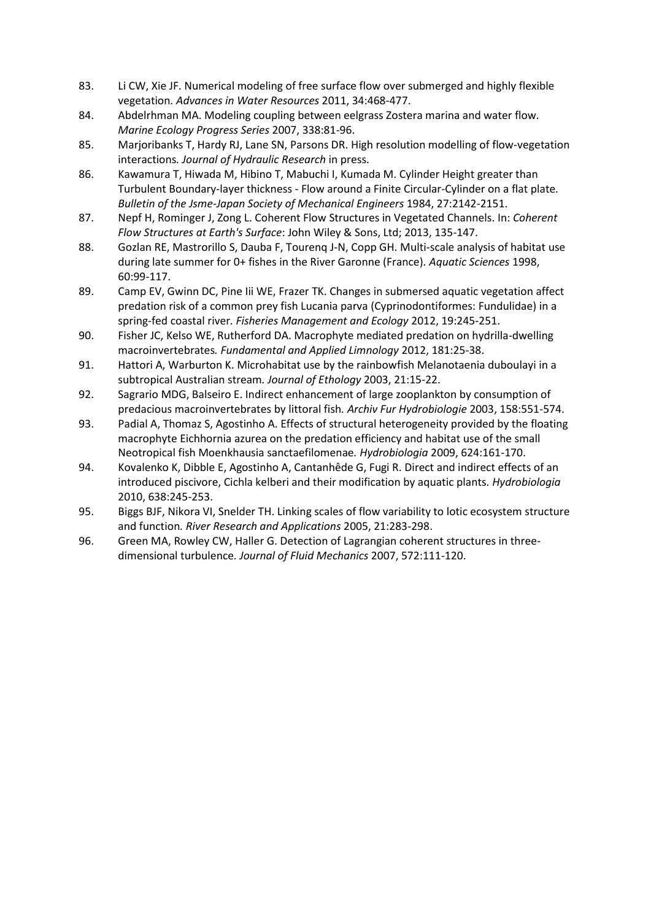83. Li CW, Xie JF. Numerical modeling of free surface flow over submerged and highly flexible vegetation. *Advances in Water Resources* 2011, 34:468-477.
84. Abdelrhman MA. Modeling coupling between eelgrass Zostera marina and water flow. *Marine Ecology Progress Series* 2007, 338:81-96.
85. Marjoribanks T, Hardy RJ, Lane SN, Parsons DR. High resolution modelling of flow-vegetation interactions. *Journal of Hydraulic Research* in press.
86. Kawamura T, Hiwada M, Hibino T, Mabuchi I, Kumada M. Cylinder Height greater than Turbulent Boundary-layer thickness - Flow around a Finite Circular-Cylinder on a flat plate. *Bulletin of the Jsme-Japan Society of Mechanical Engineers* 1984, 27:2142-2151.
87. Nepf H, Rominger J, Zong L. Coherent Flow Structures in Vegetated Channels. In: *Coherent Flow Structures at Earth's Surface*: John Wiley & Sons, Ltd; 2013, 135-147.
88. Gozlan RE, Mastrorillo S, Dauba F, Tourenq J-N, Copp GH. Multi-scale analysis of habitat use during late summer for 0+ fishes in the River Garonne (France). *Aquatic Sciences* 1998, 60:99-117.
89. Camp EV, Gwinn DC, Pine Iii WE, Frazer TK. Changes in submersed aquatic vegetation affect predation risk of a common prey fish Lucania parva (Cyprinodontiformes: Fundulidae) in a spring-fed coastal river. *Fisheries Management and Ecology* 2012, 19:245-251.
90. Fisher JC, Kelso WE, Rutherford DA. Macrophyte mediated predation on hydrilla-dwelling macroinvertebrates. *Fundamental and Applied Limnology* 2012, 181:25-38.
91. Hattori A, Warburton K. Microhabitat use by the rainbowfish Melanotaenia duboulayi in a subtropical Australian stream. *Journal of Ethology* 2003, 21:15-22.
92. Sagrario MDG, Balseiro E. Indirect enhancement of large zooplankton by consumption of predacious macroinvertebrates by littoral fish. *Archiv Fur Hydrobiologie* 2003, 158:551-574.
93. Padial A, Thomaz S, Agostinho A. Effects of structural heterogeneity provided by the floating macrophyte Eichhornia azurea on the predation efficiency and habitat use of the small Neotropical fish Moenkhausia sanctaefilomenae. *Hydrobiologia* 2009, 624:161-170.
94. Kovalenko K, Dibble E, Agostinho A, Cantanhêde G, Fugi R. Direct and indirect effects of an introduced piscivore, Cichla kelberi and their modification by aquatic plants. *Hydrobiologia* 2010, 638:245-253.
95. Biggs BJF, Nikora VI, Snelder TH. Linking scales of flow variability to lotic ecosystem structure and function. *River Research and Applications* 2005, 21:283-298.
96. Green MA, Rowley CW, Haller G. Detection of Lagrangian coherent structures in three-dimensional turbulence. *Journal of Fluid Mechanics* 2007, 572:111-120.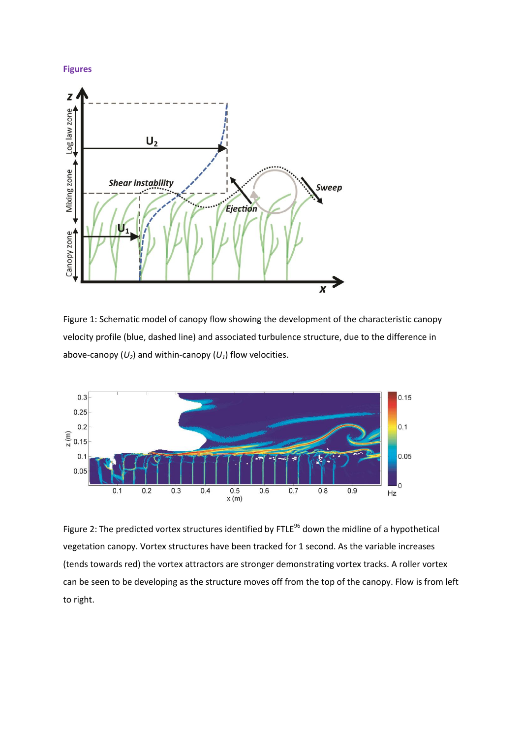## Figures

Figure 1: Schematic model of canopy flow showing the development of the characteristic canopy velocity profile (blue, dashed line) and associated turbulence structure, due to the difference in above-canopy ($U_2$) and within-canopy ($U_1$) flow velocities.

Figure 2: The predicted vortex structures identified by FTLE[96] down the midline of a hypothetical vegetation canopy. Vortex structures have been tracked for 1 second. As the variable increases (tends towards red) the vortex attractors are stronger demonstrating vortex tracks. A roller vortex can be seen to be developing as the structure moves off from the top of the canopy. Flow is from left to right.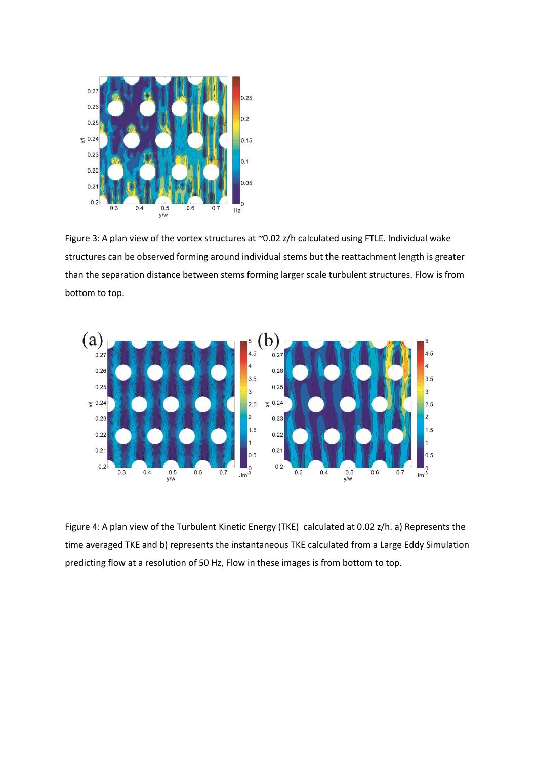Figure 3: A plan view of the vortex structures at ~0.02 z/h calculated using FTLE. Individual wake structures can be observed forming around individual stems but the reattachment length is greater than the separation distance between stems forming larger scale turbulent structures. Flow is from bottom to top.

Figure 4: A plan view of the Turbulent Kinetic Energy (TKE) calculated at 0.02 z/h. a) Represents the time averaged TKE and b) represents the instantaneous TKE calculated from a Large Eddy Simulation predicting flow at a resolution of 50 Hz, Flow in these images is from bottom to top.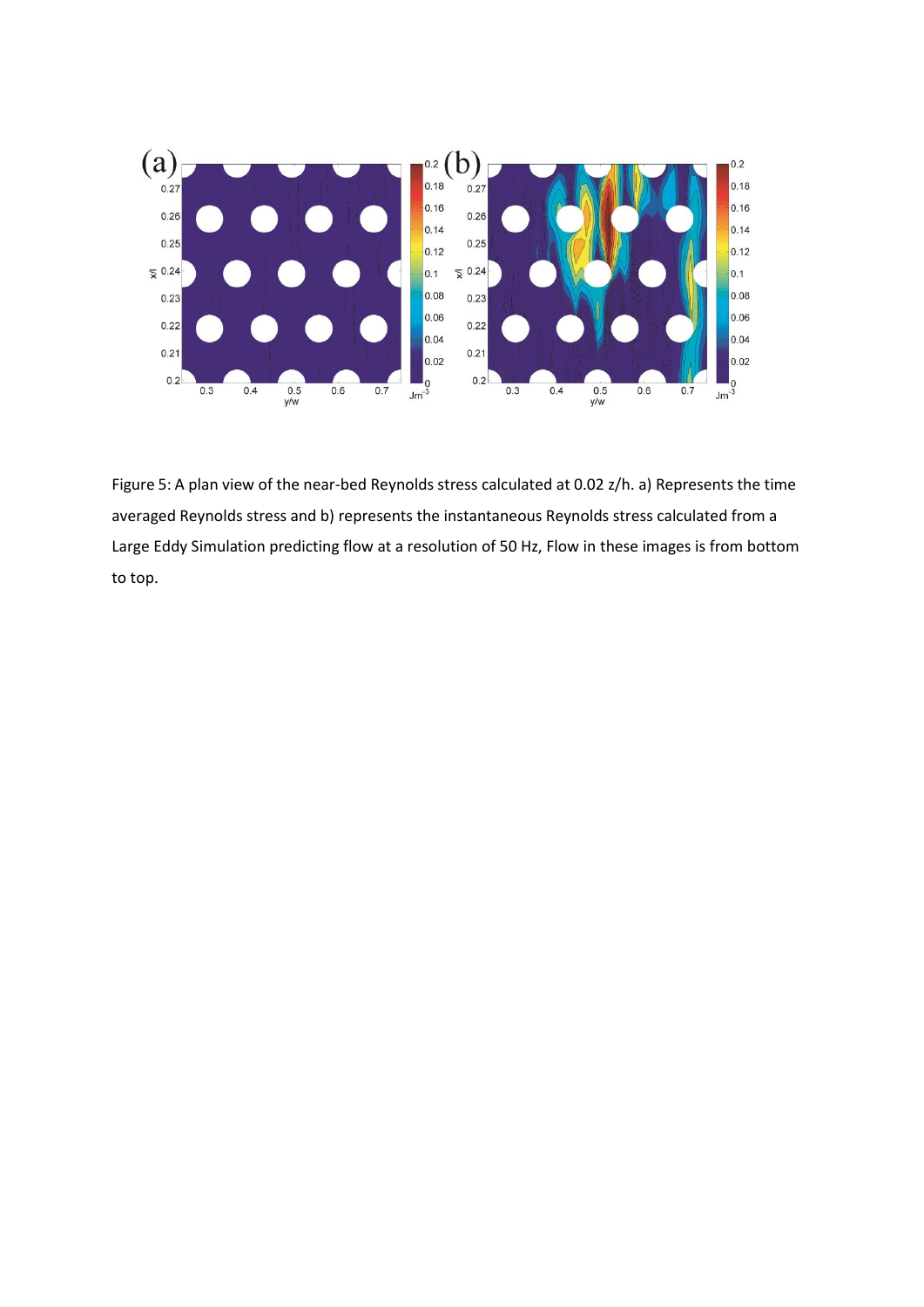(a)

0.27
0.26
0.25
x/l 0.24
0.23
0.22
0.21
0.2

0.3 0.4 0.5 0.6 0.7
y/w

0.2
0.18
0.16
0.14
0.12
0.1
0.08
0.06
0.04
0.02
0
$Jm^{-3}$

(b)

0.27
0.26
0.25
x/l 0.24
0.23
0.22
0.21
0.2

0.3 0.4 0.5 0.6 0.7
y/w

0.2
0.18
0.16
0.14
0.12
0.1
0.08
0.06
0.04
0.02
0
$Jm^{-3}$

Figure 5: A plan view of the near-bed Reynolds stress calculated at 0.02 z/h. a) Represents the time averaged Reynolds stress and b) represents the instantaneous Reynolds stress calculated from a Large Eddy Simulation predicting flow at a resolution of 50 Hz, Flow in these images is from bottom to top.